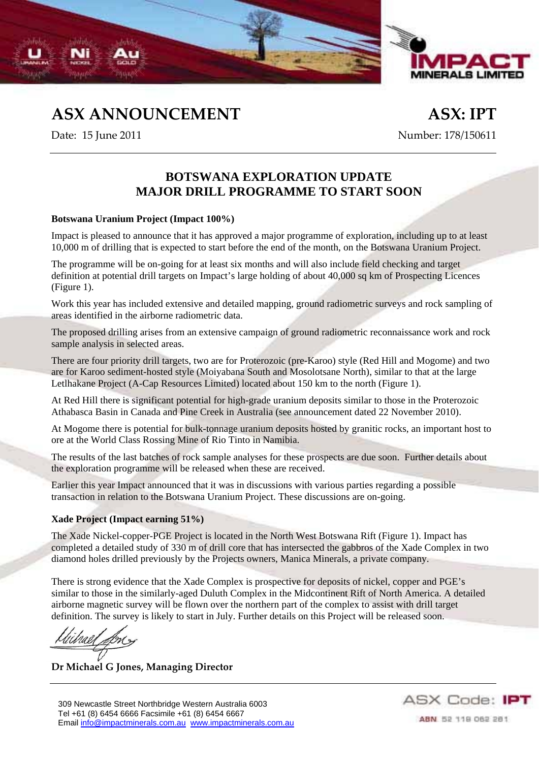# ASX ANNOUNCEMENT

**ASX: IPT**

Date: 15 June 2011

Number: 178/150611

## BOTSWANA EXPLORATION UPDATE
## MAJOR DRILL PROGRAMME TO START SOON

**Botswana Uranium Project (Impact 100%)**

Impact is pleased to announce that it has approved a major programme of exploration, including up to at least 10,000 m of drilling that is expected to start before the end of the month, on the Botswana Uranium Project.

The programme will be on-going for at least six months and will also include field checking and target definition at potential drill targets on Impact's large holding of about 40,000 sq km of Prospecting Licences (Figure 1).

Work this year has included extensive and detailed mapping, ground radiometric surveys and rock sampling of areas identified in the airborne radiometric data.

The proposed drilling arises from an extensive campaign of ground radiometric reconnaissance work and rock sample analysis in selected areas.

There are four priority drill targets, two are for Proterozoic (pre-Karoo) style (Red Hill and Mogome) and two are for Karoo sediment-hosted style (Moiyabana South and Mosolotsane North), similar to that at the large Letlhakane Project (A-Cap Resources Limited) located about 150 km to the north (Figure 1).

At Red Hill there is significant potential for high-grade uranium deposits similar to those in the Proterozoic Athabasca Basin in Canada and Pine Creek in Australia (see announcement dated 22 November 2010).

At Mogome there is potential for bulk-tonnage uranium deposits hosted by granitic rocks, an important host to ore at the World Class Rossing Mine of Rio Tinto in Namibia.

The results of the last batches of rock sample analyses for these prospects are due soon. Further details about the exploration programme will be released when these are received.

Earlier this year Impact announced that it was in discussions with various parties regarding a possible transaction in relation to the Botswana Uranium Project. These discussions are on-going.

**Xade Project (Impact earning 51%)**

The Xade Nickel-copper-PGE Project is located in the North West Botswana Rift (Figure 1). Impact has completed a detailed study of 330 m of drill core that has intersected the gabbros of the Xade Complex in two diamond holes drilled previously by the Projects owners, Manica Minerals, a private company.

There is strong evidence that the Xade Complex is prospective for deposits of nickel, copper and PGE's similar to those in the similarly-aged Duluth Complex in the Midcontinent Rift of North America. A detailed airborne magnetic survey will be flown over the northern part of the complex to assist with drill target definition. The survey is likely to start in July. Further details on this Project will be released soon.

**Dr Michael G Jones, Managing Director**

309 Newcastle Street Northbridge Western Australia 6003
Tel +61 (8) 6454 6666 Facsimile +61 (8) 6454 6667
Email info@impactminerals.com.au www.impactminerals.com.au

ASX Code: IPT
ABN 52 119 062 261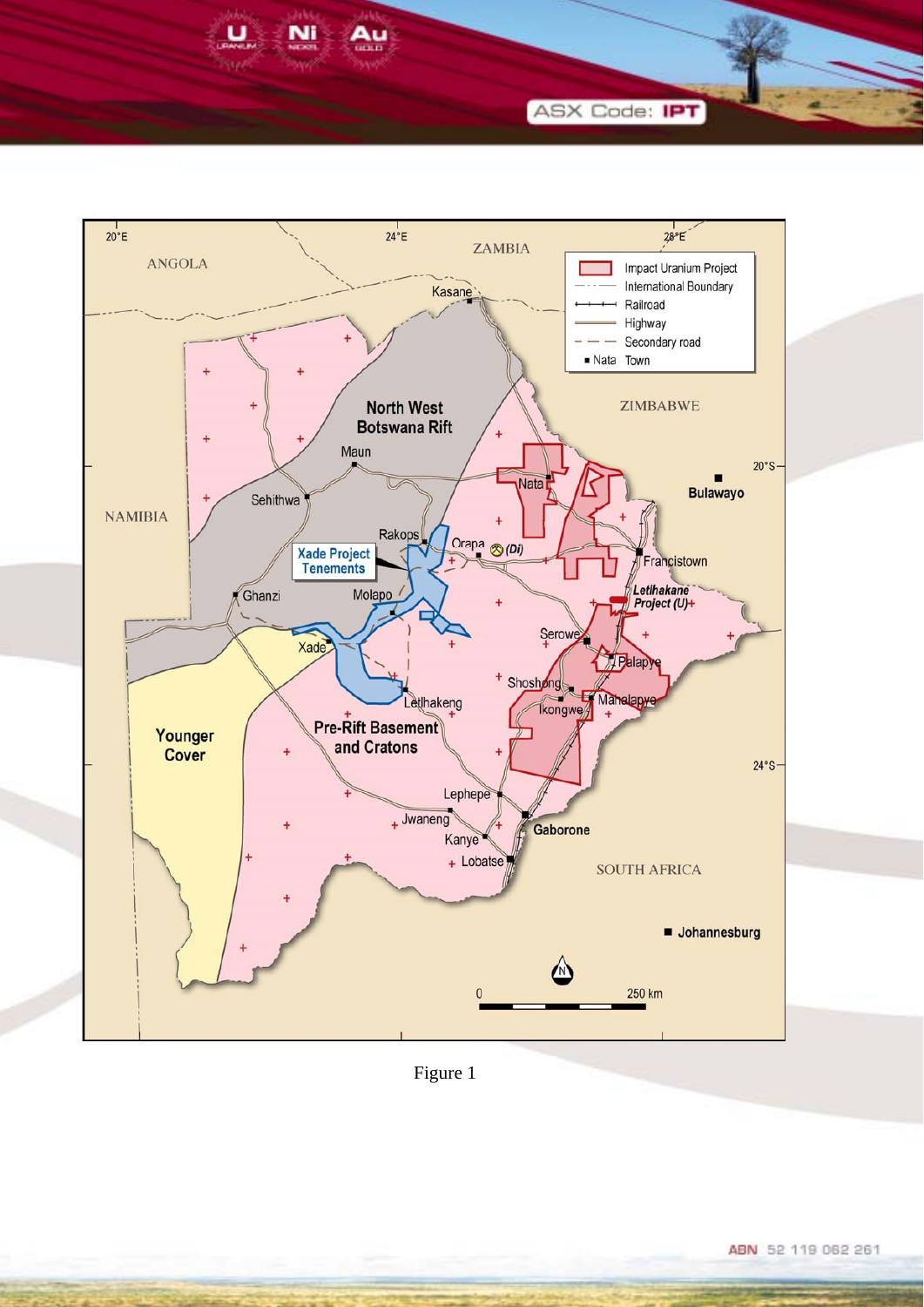20°E

24°E

28°E

ZAMBIA

ANGOLA

Impact Uranium Project

International Boundary

Railroad

Highway

Secondary road

Nata Town

Kasane

ZIMBABWE

North West Botswana Rift

Maun

20°S

Nata

Bulawayo

Sehithwa

NAMIBIA

Rakops

Xade Project Tenements

Orapa

(Di)

Francistown

Ghanzi

Molapo

Letlhakane Project (U)

Serowe

Xade

Palapye

Shoshong

Mahalapye

Ikongwe

Letlhakeng

Younger Cover

Pre-Rift Basement and Cratons

24°S

Lephepe

Gaborone

Jwaneng

Kanye

Lobatse

SOUTH AFRICA

Johannesburg

N

0

250 km

Figure 1